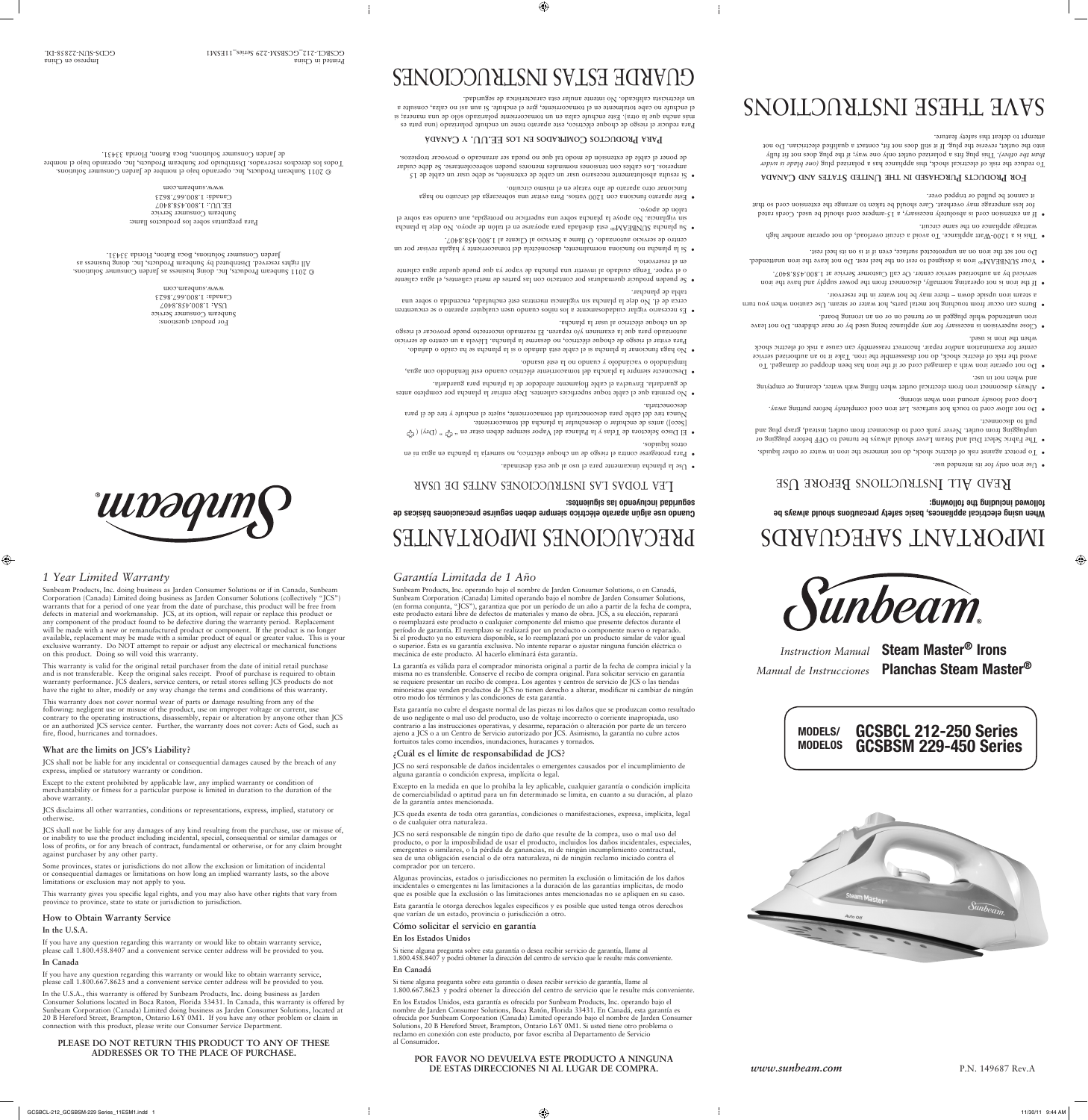# IMPORTANT SAFEGUARDS

**When using electrical appliances, basic safety precautions should always be followed including the following:**

## Read All Instructions Before Use

- Use iron only for its intended use.
- To protect against risk of electric shock, do not immerse the iron in water or other liquids.
- The Fabric Select Dial and Steam Lever should always be turned to OFF before plugging or unplugging from outlet. Never yank cord to disconnect from outlet; instead, grasp plug and pull to disconnect.
- Do not allow cord to touch hot surfaces. Let iron cool completely before putting away. Loop cord loosely around iron when storing.
- Always disconnect iron from electrical outlet when filling with water, cleaning or emptying and when not in use.
- Do not operate iron with a damaged cord or if the iron has been dropped or damaged. To avoid the risk of electric shock, do not disassemble the iron. Take it to an authorized service center for examination and/or repair. Incorrect reassembly can cause a risk of electric shock when the iron is used.
- Close supervision is necessary for any appliance being used by or near children. Do not leave iron unattended while plugged in or turned on or on an ironing board.
- Burns can occur from touching hot metal parts, hot water or steam. Use caution when you turn a steam iron upside down – there may be hot water in the reservoir.
- If the iron is not operating normally, disconnect from the power supply and have the iron serviced by an authorized service center. Or call Customer Service at 1.800.458.8407.
- Your SUNBEAM® iron is designed to rest on the heel rest. Do not leave the iron unattended. Do not set the iron on an unprotected surface, even if it is on its heel rest.
- This is a 1200-Watt appliance. To avoid a circuit overload, do not operate another high wattage appliance on the same circuit.
- If an extension cord is absolutely necessary, a 15-ampere cord should be used. Cords rated for less amperage may overheat. Care should be taken to arrange the extension cord so that it cannot be pulled or tripped over.

### For Products Purchased in the United States and Canada

To reduce the risk of electrical shock, this appliance has a polarized plug *(one blade is wider than the other)*. This plug fits a polarized outlet only one way; if the plug does not fit fully into the outlet, reverse the plug. If it still does not fit, contact a qualified electrician. Do not attempt to defeat this safety feature.

# SAVE THESE INSTRUCTIONS

# PRECAUCIONES IMPORTANTES

**Cuando use algún aparato eléctrico siempre deben seguirse precauciones básicas de seguridad incluyendo las siguientes:**

## Lea Todas las Instrucciones Antes de Usar

- Use la plancha únicamente para el uso al que está destinada.
- Para protegerse contra el riesgo de un choque eléctrico, no sumerja la plancha en agua ni en otros líquidos.
- El Disco Selector de Telas y la Palanca del Vapor siempre deben estar en "" (Dry) (Seco)] antes de enchufar o desenchufar la plancha del tomacorriente. Nunca tire del cable para desconectarla del tomacorriente, sujete el enchufe y tire de él para desconectarla.
- No permita que el cable toque superficies calientes. Deje enfriar la plancha por completo antes de guardarla. Envuelva el cable flojamente alrededor de la plancha para guardarla.
- Desconecte siempre la plancha del tomacorriente eléctrico cuando esté llenándolo con agua, limpiándolo o vaciándolo y cuando no la esté usando.
- No haga funcionar la plancha si el cable está dañado o si la plancha se ha caído o dañado. Para evitar el riesgo de choque eléctrico, no desarme la plancha. Llévela a un centro de servicio autorizado para que la examinen y/o reparen. El rearmado incorrecto puede provocar el riesgo de un choque eléctrico al usar la plancha.
- Es necesario vigilar cuidadosamente a los niños cuando usen cualquier aparato o se encuentren cerca de él. No deje la plancha sin vigilancia mientras esté enchufada, encendida o sobre una tabla de planchar.
- Se pueden producir quemaduras por contacto con las partes de metal calientes, el agua caliente o el vapor. Tenga cuidado al invertir una plancha de vapor ya que puede quedar agua caliente en el reservorio.
- Si la plancha no funciona normalmente, desconéctela del tomacorriente y hágala revisar por un centro de servicio autorizado. O llame a Servicio al Cliente al 1.800.458.8407.
- Su plancha SUNBEAM® está diseñada para apoyarse en el talón de apoyo. No deje la plancha sin vigilancia. No apoye la plancha sobre una superficie no protegida, aun cuando sea sobre el talón de apoyo.
- Este aparato funciona con 1200 vatios. Para evitar una sobrecarga del circuito no haga funcionar otro aparato de alto vataje en el mismo circuito.
- Si resulta absolutamente necesario usar un cable de extensión, se debe usar un cable de 15 amperios. Los cables con tensiones nominales menores pueden sobrecalentarse. Se debe cuidar de poner el cable de extensión de modo tal que no pueda ser arrancado o provocar tropiezos.

### Para Productos Comprados en los EE.UU. y Canadá

Para reducir el riesgo de choque eléctrico, este aparato tiene un enchufe polarizado (una pata es más ancha que la otra). Este enchufe calza en un tomacorriente polarizado sólo de una manera; si el enchufe no cabe totalmente en el tomacorriente, gire el enchufe. Si aun así no calza, consulte a un electricista calificado. No intente anular esta característica de seguridad.

# GUARDE ESTAS INSTRUCCIONES

For product questions:
Sunbeam Consumer Service
USA: 1.800.458.8407
Canada: 1.800.667.8623
www.sunbeam.com

© 2011 Sunbeam Products, Inc. doing business as Jarden Consumer Solutions. All rights reserved. Distributed by Sunbeam Products, Inc. doing business as Jarden Consumer Solutions, Boca Raton, Florida 33431.

Para preguntas sobre los productos llame:
Sunbeam Consumer Service
EE.UU.: 1.800.458.8407
Canadá: 1.800.667.8623
www.sunbeam.com

© 2011 Sunbeam Products, Inc. operando bajo el nombre de Jarden Consumer Solutions. Todos los derechos reservados. Distribuido por Sunbeam Products, Inc. operando bajo el nombre de Jarden Consumer Solutions, Boca Raton, Florida 33431.

Printed in China
GCSBCL-212_GCSBSM-229 Series_11ESM1

Impreso en China
GCDS-SUN-22858-DL

Sunbeam

## *1 Year Limited Warranty*

Sunbeam Products, Inc. doing business as Jarden Consumer Solutions or if in Canada, Sunbeam Corporation (Canada) Limited doing business as Jarden Consumer Solutions (collectively "JCS") warrants that for a period of one year from the date of purchase, this product will be free from defects in material and workmanship. JCS, at its option, will repair or replace this product or any component of the product found to be defective during the warranty period. Replacement will be made with a new or remanufactured product or component. If the product is no longer available, replacement may be made with a similar product of equal or greater value. This is your exclusive warranty. Do NOT attempt to repair or adjust any electrical or mechanical functions on this product. Doing so will void this warranty.

This warranty is valid for the original retail purchaser from the date of initial retail purchase and is not transferable. Keep the original sales receipt. Proof of purchase is required to obtain warranty performance. JCS dealers, service centers, or retail stores selling JCS products do not have the right to alter, modify or any way change the terms and conditions of this warranty.

This warranty does not cover normal wear of parts or damage resulting from any of the following: negligent use or misuse of the product, use on improper voltage or current, use contrary to the operating instructions, disassembly, repair or alteration by anyone other than JCS or an authorized JCS service center. Further, the warranty does not cover: Acts of God, such as fire, flood, hurricanes and tornadoes.

### What are the limits on JCS's Liability?

JCS shall not be liable for any incidental or consequential damages caused by the breach of any express, implied or statutory warranty or condition.

Except to the extent prohibited by applicable law, any implied warranty or condition of merchantability or fitness for a particular purpose is limited in duration to the duration of the above warranty.

JCS disclaims all other warranties, conditions or representations, express, implied, statutory or otherwise.

JCS shall not be liable for any damages of any kind resulting from the purchase, use or misuse of, or inability to use the product including incidental, special, consequential or similar damages or loss of profits, or for any breach of contract, fundamental or otherwise, or for any claim brought against purchaser by any other party.

Some provinces, states or jurisdictions do not allow the exclusion or limitation of incidental or consequential damages or limitations on how long an implied warranty lasts, so the above limitations or exclusion may not apply to you.

This warranty gives you specific legal rights, and you may also have other rights that vary from province to province, state to state or jurisdiction to jurisdiction.

### How to Obtain Warranty Service

**In the U.S.A.**

If you have any question regarding this warranty or would like to obtain warranty service, please call 1.800.458.8407 and a convenient service center address will be provided to you.

**In Canada**

If you have any question regarding this warranty or would like to obtain warranty service, please call 1.800.667.8623 and a convenient service center address will be provided to you.

In the U.S.A., this warranty is offered by Sunbeam Products, Inc. doing business as Jarden Consumer Solutions located in Boca Raton, Florida 33431. In Canada, this warranty is offered by Sunbeam Corporation (Canada) Limited doing business as Jarden Consumer Solutions, located at 20 B Hereford Street, Brampton, Ontario L6Y 0M1. If you have any other problem or claim in connection with this product, please write our Consumer Service Department.

**PLEASE DO NOT RETURN THIS PRODUCT TO ANY OF THESE ADDRESSES OR TO THE PLACE OF PURCHASE.**

## *Garantía Limitada de 1 Año*

Sunbeam Products, Inc. operando bajo el nombre de Jarden Consumer Solutions, o en Canadá, Sunbeam Corporation (Canada) Limited operando bajo el nombre de Jarden Consumer Solutions, (en forma conjunta, "JCS"), garantiza que por un período de un año a partir de la fecha de compra, este producto estará libre de defectos de materiales y mano de obra. JCS, a su elección, reparará o reemplazará este producto o cualquier componente del mismo que presente defectos durante el período de garantía. El reemplazo se realizará por un producto o componente nuevo o reparado. Si el producto ya no estuviera disponible, se lo reemplazará por un producto similar de valor igual o superior. Ésta es su garantía exclusiva. No intente reparar o ajustar ninguna función eléctrica o mecánica de este producto. Al hacerlo elimínará ésta garantía.

La garantía es válida para el comprador minorista original a partir de la fecha de compra inicial y la misma no es transferible. Conserve el recibo de compra original. Para solicitar servicio en garantía se requiere presentar un recibo de compra. Los agentes y centros de servicio de JCS o las tiendas minoristas que venden productos de JCS no tienen derecho a alterar, modificar ni cambiar de ningún otro modo los términos y las condiciones de esta garantía.

Esta garantía no cubre el desgaste normal de las piezas ni los daños que se produzcan como resultado de uso negligente o mal uso del producto, uso de voltaje incorrecto o corriente inapropiada, uso contrario a las instrucciones operativas, y desarme, reparación o alteración por parte de un tercero ajeno a JCS o a un Centro de Servicio autorizado por JCS. Asimismo, la garantía no cubre actos fortuitos tales como incendios, inundaciones, huracanes y tornados.

### ¿Cuál es el límite de responsabilidad de JCS?

JCS no será responsable de daños incidentales o emergentes causados por el incumplimiento de alguna garantía o condición expresa, implícita o legal.

Excepto en la medida en que lo prohíba la ley aplicable, cualquier garantía o condición implícita de comerciabilidad o aptitud para un fin determinado se limita, en cuanto a su duración, al plazo de la garantía antes mencionada.

JCS queda exenta de toda otra garantías, condiciones o manifestaciones, expresa, implícita, legal o de cualquier otra naturaleza.

JCS no será responsable de ningún tipo de daño que resulte de la compra, uso o mal uso del producto, o por la imposibilidad de usar el producto, incluidos los daños incidentales, especiales, emergentes o similares, o la pérdida de ganancias, ni de ningún incumplimiento contractual, sea de una obligación esencial o de otra naturaleza, ni de ningún reclamo iniciado contra el comprador por un tercero.

Algunas provincias, estados o jurisdicciones no permiten la exclusión o limitación de los daños incidentales o emergentes ni las limitaciones a la duración de las garantías implícitas, de modo que es posible que la exclusión o las limitaciones antes mencionadas no se apliquen en su caso.

Esta garantía le otorga derechos legales específicos y es posible que usted tenga otros derechos que varían de un estado, provincia o jurisdicción a otro.

### Cómo solicitar el servicio en garantía

**En los Estados Unidos**

Si tiene alguna pregunta sobre esta garantía o desea recibir servicio de garantía, llame al 1.800.458.8407 y podrá obtener la dirección del centro de servicio que le resulte más conveniente.

**En Canadá**

Si tiene alguna pregunta sobre esta garantía o desea recibir servicio de garantía, llame al 1.800.667.8623 y podrá obtener la dirección del centro de servicio que le resulte más conveniente.

En los Estados Unidos, esta garantía es ofrecida por Sunbeam Products, Inc. operando bajo el nombre de Jarden Consumer Solutions, Boca Ratón, Florida 33431. En Canadá, esta garantía es ofrecida por Sunbeam Corporation (Canada) Limited operando bajo el nombre de Jarden Consumer Solutions, 20 B Hereford Street, Brampton, Ontario L6Y 0M1. Si usted tiene otro problema o reclamo en conexión con este producto, por favor escriba al Departamento de Servicio al Consumidor.

**POR FAVOR NO DEVUELVA ESTE PRODUCTO A NINGUNA DE ESTAS DIRECCIONES NI AL LUGAR DE COMPRA.**

Sunbeam®

*Instruction Manual* **Steam Master® Irons**

*Manual de Instrucciones* **Planchas Steam Master®**

**MODELS/ MODELOS** **GCSBCL 212-250 Series** **GCSBSM 229-450 Series**

*www.sunbeam.com*

P.N. 149687 Rev.A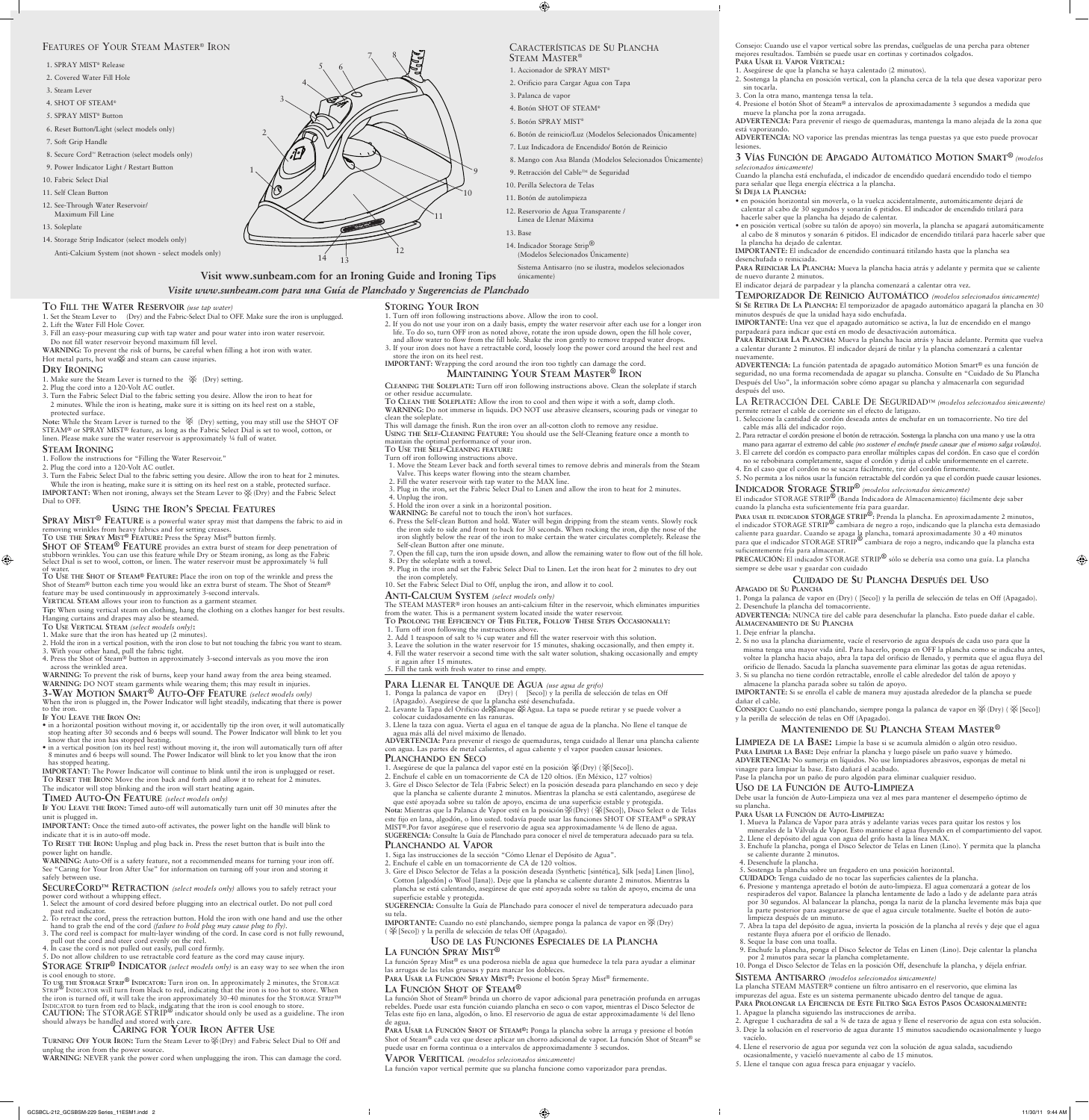## Features of Your Steam Master® Iron

1. SPRAY MIST® Release
2. Covered Water Fill Hole
3. Steam Lever
4. SHOT OF STEAM®
5. SPRAY MIST® Button
6. Reset Button/Light (select models only)
7. Soft Grip Handle
8. Secure Cord™ Retraction (select models only)
9. Power Indicator Light / Restart Button
10. Fabric Select Dial
11. Self Clean Button
12. See-Through Water Reservoir/ Maximum Fill Line
13. Soleplate
14. Storage Strip Indicator (select models only)

Anti-Calcium System (not shown - select models only)

## Características de Su Plancha Steam Master®

1. Accionador de SPRAY MIST®
2. Orificio para Cargar Agua con Tapa
3. Palanca de vapor
4. Botón SHOT OF STEAM®
5. Botón SPRAY MIST®
6. Botón de reinicio/Luz (Modelos Selecionados Únicamente)
7. Luz Indicadora de Encendido/ Botón de Reinicio
8. Mango con Asa Blanda (Modelos Selecionados Únicamente)
9. Retracción del Cable™ de Seguridad
10. Perilla Selectora de Telas
11. Botón de autolimpieza
12. Reservorio de Agua Transparente / Línea de Llenar Máxima
13. Base
14. Indicador Storage Strip® (Modelos Selecionados Únicamente)

Sistema Antisarro (no se ilustra, modelos selecionados únicamente)

**Visit www.sunbeam.com for an Ironing Guide and Ironing Tips**

*Visite www.sunbeam.com para una Guía de Planchado y Sugerencias de Planchado*

### To Fill the Water Reservoir *(use tap water)*

1. Set the Steam Lever to (Dry) and the Fabric-Select Dial to OFF. Make sure the iron is unplugged.
2. Lift the Water Fill Hole Cover.
3. Fill an easy-pour measuring cup with tap water and pour water into iron water reservoir. Do not fill water reservoir beyond maximum fill level.

**WARNING:** To prevent the risk of burns, be careful when filling a hot iron with water. Hot metal parts, hot water and steam can cause injuries.

### Dry Ironing

1. Make sure the Steam Lever is turned to the (Dry) setting.
2. Plug the cord into a 120-Volt AC outlet.
3. Turn the Fabric Select Dial to the fabric setting you desire. Allow the iron to heat for 2 minutes. While the iron is heating, make sure it is sitting on its heel rest on a stable, protected surface.

**Note:** While the Steam Lever is turned to the (Dry) setting, you may still use the SHOT OF STEAM® or SPRAY MIST® feature, as long as the Fabric Select Dial is set to wool, cotton, or linen. Please make sure the water reservoir is approximately ¼ full of water.

### Steam Ironing

1. Follow the instructions for "Filling the Water Reservoir."
2. Plug the cord into a 120-Volt AC outlet.
3. Turn the Fabric Select Dial to the fabric setting you desire. Allow the iron to heat for 2 minutes. While the iron is heating, make sure it is sitting on its heel rest on a stable, protected surface.

**IMPORTANT:** When not ironing, always set the Steam Lever to (Dry) and the Fabric Select Dial to OFF.

### Using the Iron's Special Features

**Spray Mist® Feature** is a powerful water spray mist that dampens the fabric to aid in removing wrinkles from heavy fabrics and for setting creases.

**To use the Spray Mist® Feature:** Press the Spray Mist® button firmly.

**Shot of Steam® Feature** provides an extra burst of steam for deep penetration of stubborn wrinkles. You can use this feature while Dry or Steam ironing, as long as the Fabric Select Dial is set to wool, cotton, or linen. The water reservoir must be approximately ¼ full of water.

**To Use the Shot of Steam® Feature:** Place the iron on top of the wrinkle and press the Shot of Steam® button each time you would like an extra burst of steam. The Shot of Steam® feature may be used continuously in approximately 3-second intervals.

**Vertical Steam** allows your iron to function as a garment steamer.

**Tip:** When using vertical steam on clothing, hang the clothing on a clothes hanger for best results. Hanging curtains and drapes may also be steamed.

**To Use Vertical Steam** *(select models only)***:**

1. Make sure that the iron has heated up (2 minutes).
2. Hold the iron in a vertical position, with the iron close to but not touching the fabric you want to steam.
3. With your other hand, pull the fabric tight.
4. Press the Shot of Steam® button in approximately 3-second intervals as you move the iron across the wrinkled area.

**WARNING:** To prevent the risk of burns, keep your hand away from the area being steamed.

**WARNING:** DO NOT steam garments while wearing them; this may result in injuries.

### 3-Way Motion Smart® Auto-Off Feature *(select models only)*

When the iron is plugged in, the Power Indicator will light steadily, indicating that there is power to the iron.

**If You Leave the Iron On:**

- in a horizontal position without moving it, or accidentally tip the iron over, it will automatically stop heating after 30 seconds and 6 beeps will sound. The Power Indicator will blink to let you know that the iron has stopped heating.
- in a vertical position (on its heel rest) without moving it, the iron will automatically turn off after 8 minutes and 6 beeps will sound. The Power Indicator will blink to let you know that the iron has stopped heating.

**IMPORTANT:** The Power Indicator will continue to blink until the iron is unplugged or reset.

**To Reset the Iron:** Move the iron back and forth and allow it to reheat for 2 minutes.

The indicator will stop blinking and the iron will start heating again.

### Timed Auto-On Feature *(select models only)*

**If You Leave the Iron:** Timed auto-off will automatically turn unit off 30 minutes after the unit is plugged in.

**IMPORTANT:** Once the timed auto-off activates, the power light on the handle will blink to indicate that it is in auto-off mode.

**To Reset the Iron:** Unplug and plug back in. Press the reset button that is built into the power light on handle.

**WARNING:** Auto-Off is a safety feature, not a recommended means for turning your iron off. See "Caring for Your Iron After Use" for information on turning off your iron and storing it safely between use.

### SecureCord™ Retraction *(select models only)* allows you to safely retract your power cord without a whipping effect.

1. Select the amount of cord desired before plugging into an electrical outlet. Do not pull cord past red indicator.
2. To retract the cord, press the retraction button. Hold the iron with one hand and use the other hand to grab the end of the cord *(failure to hold plug may cause plug to fly)*.
3. The cord reel is compact for multi-layer winding of the cord. In case cord is not fully rewound, pull out the cord and steer cord evenly on the reel.
4. In case the cord is not pulled out easily, pull cord firmly.
5. Do not allow children to use retractable cord feature as the cord may cause injury.

### Storage Strip® Indicator *(select models only)* is an easy way to see when the iron is cool enough to store.

**To use the Storage Strip® Indicator:** Turn iron on. In approximately 2 minutes, the Storage Strip® Indicator will turn from black to red, indicating that the iron is too hot to store. When the iron is turned off, it will take the iron approximately 30-40 minutes for the Storage Strip™ Indicator to turn from red to black, indicating that the iron is cool enough to store.

**CAUTION:** The STORAGE STRIP® indicator should only be used as a guideline. The iron should always be handled and stored with care.

### Caring for Your Iron After Use

**Turning Off Your Iron:** Turn the Steam Lever to (Dry) and Fabric Select Dial to Off and unplug the iron from the power source.

**WARNING:** NEVER yank the power cord when unplugging the iron. This can damage the cord.

### Storing Your Iron

1. Turn off iron following instructions above. Allow the iron to cool.
2. If you do not use your iron on a daily basis, empty the water reservoir after each use for a longer iron life. To do so, turn OFF iron as noted above, rotate the iron upside down, open the fill hole cover, and allow water to flow from the fill hole. Shake the iron gently to remove trapped water drops.
3. If your iron does not have a retractable cord, loosely loop the power cord around the heel rest and store the iron on its heel rest.

**IMPORTANT:** Wrapping the cord around the iron too tightly can damage the cord.

### Maintaining Your Steam Master® Iron

**Cleaning the Soleplate:** Turn off iron following instructions above. Clean the soleplate if starch or other residue accumulate.

**To Clean the Soleplate:** Allow the iron to cool and then wipe it with a soft, damp cloth.

**WARNING:** Do not immerse in liquids. Do NOT use abrasive cleansers, scouring pads or vinegar to clean the soleplate.

This will damage the finish. Run the iron over an all-cotton cloth to remove any residue.

**Using the Self-Cleaning Feature:** You should use the Self-Cleaning feature once a month to maintain the optimal performance of your iron.

**To Use the Self-Cleaning feature:**

Turn off iron following instructions above.

1. Move the Steam Lever back and forth several times to remove debris and minerals from the Steam Valve. This keeps water flowing into the steam chamber.
2. Fill the water reservoir with tap water to the MAX line.
3. Plug in the iron, set the Fabric Select Dial to Linen and allow the iron to heat for 2 minutes.
4. Unplug the iron.
5. Hold the iron over a sink in a horizontal position.

**WARNING:** Be careful not to touch the iron's hot surfaces.

6. Press the Self-clean Button and hold. Water will begin dripping from the steam vents. Slowly rock the iron side to side and front to back for 30 seconds. When rocking the iron, dip the nose of the iron slightly below the rear of the iron to make certain the water circulates completely. Release the Self-clean Button after one minute.
7. Open the fill cap, turn the iron upside down, and allow the remaining water to flow out of the fill hole.
8. Dry the soleplate with a towel.
9. Plug in the iron and set the Fabric Select Dial to Linen. Let the iron heat for 2 minutes to dry out the iron completely.
10. Set the Fabric Select Dial to Off, unplug the iron, and allow it to cool.

### Anti-Calcium System *(select models only)*

The STEAM MASTER® iron houses an anti-calcium filter in the reservoir, which eliminates impurities from the water. This is a permanent system located inside the water reservoir.

**To Prolong the Efficiency of This Filter, Follow These Steps Occasionally:**

1. Turn off iron following the instructions above.
2. Add 1 teaspoon of salt to ¾ cup water and fill the water reservoir with this solution.
3. Leave the solution in the water reservoir for 15 minutes, shaking occasionally, and then empty it.
4. Fill the water reservoir a second time with the salt water solution, shaking occasionally and empty it again after 15 minutes.
5. Fill the tank with fresh water to rinse and empty.

### Para Llenar el Tanque de Agua *(use agua de grifo)*

1. Ponga la palanca de vapor en (Dry) ( [Seco]) y la perilla de selección de telas en Off (Apagado). Asegúrese de que la plancha esté desenchufada.
2. Levante la Tapa del Orificio del Tanque de Agua. La tapa se puede retirar y se puede volver a colocar cuidadosamente en las ranuras.
3. Llene la taza con agua. Vierta el agua en el tanque de agua de la plancha. No llene el tanque de agua más allá del nivel máximo de llenado.

**ADVERTENCIA:** Para prevenir el riesgo de quemaduras, tenga cuidado al llenar una plancha caliente con agua. Las partes de metal calientes, el agua caliente y el vapor pueden causar lesiones.

### Planchando en Seco

1. Asegúrese de que la palanca del vapor esté en la posición (Dry) ( [Seco]).
2. Enchufe el cable en un tomacorriente de CA de 120 voltios. (En México, 127 voltios)
3. Gire el Disco Selector de Tela (Fabric Select) en la posición deseada para planchando en seco y deje que la plancha se caliente durante 2 minutos. Mientras la plancha se está calentando, asegúrese de que esté apoyada sobre su talón de apoyo, encima de una superficie estable y protegida.

**Nota:** Mientras que la Palanca de Vapor esté en la posición (Dry) ( [Seco]), Disco Select o de Telas este fijo en lana, algodón, o lino usted. todavía puede usar las funciones SHOT OF STEAM® o SPRAY MIST®.Por favor asegúrese que el reservorio de agua sea approximadamente ¼ de lleno de agua.

**SUGERENCIA:** Consulte la Guía de Planchado para conocer el nivel de temperatura adecuado para su tela.

### Planchando al Vapor

1. Siga las instrucciones de la sección "Cómo Llenar el Depósito de Agua".
2. Enchufe el cable en un tomacorriente de CA de 120 voltios.
3. Gire el Disco Selector de Telas a la posición deseada (Synthetic [sintética], Silk [seda] Linen [lino], Cotton [algodón] o Wool [lana]). Deje que la plancha se caliente durante 2 minutos. Mientras la plancha se está calentando, asegúrese de que esté apoyada sobre su talón de apoyo, encima de una superficie estable y protegida.

**SUGERENCIA:** Consulte la Guía de Planchado para conocer el nivel de temperatura adecuado para su tela.

**IMPORTANTE:** Cuando no esté planchando, siempre ponga la palanca de vapor en (Dry) ( [Seco]) y la perilla de selección de telas Off (Apagado).

### Uso de las Funciones Especiales de la Plancha

### La función Spray Mist®

La función Spray Mist® es una poderosa niebla de agua que humedece la tela para ayudar a eliminar las arrugas de las telas gruesas y para marcar los dobleces.

**Para Usar la Función Spray Mist®:** Presione el botón Spray Mist® firmemente.

### La Función Shot of Steam®

La función Shot of Steam® brinda un chorro de vapor adicional para penetración profunda en arrugas rebeldes. Puede usar esta función cuando plancha en seco o con vapor, mientras el Disco Selector de Telas este fijo en lana, algodón, o lino. El reservorio de agua de estar approximadamente ¼ del lleno de agua.

**Para Usar la Función Shot of Steam®:** Ponga la plancha sobre la arruga y presione el botón Shot of Steam® cada vez que desee aplicar un chorro adicional de vapor. La función Shot of Steam® se puede usar en forma continua o a intervalos de aproximadamente 3 segundos.

### Vapor Veritical *(modelos selecionados únicamente)*

La función vapor vertical permite que su plancha funcione como vaporizador para prendas.

Consejo: Cuando use el vapor vertical sobre las prendas, cuélguelas de una percha para obtener mejores resultados. También se puede usar en cortinas y cortinados colgados.

**Para Usar el Vapor Vertical:**

1. Asegúrese de que la plancha se haya calentado (2 minutos).
2. Sostenga la plancha en posición vertical, con la plancha cerca de la tela que desea vaporizar pero sin tocarla.
3. Con la otra mano, mantenga tensa la tela.
4. Presione el botón Shot of Steam® a intervalos de aproximadamente 3 segundos a medida que mueve la plancha por la zona arrugada.

**ADVERTENCIA:** Para prevenir el riesgo de quemaduras, mantenga la mano alejada de la zona que está vaporizando.

**ADVERTENCIA:** NO vaporice las prendas mientras las tenga puestas ya que esto puede provocar lesiones.

### 3 Vías Función de Apagado Automático Motion Smart® *(modelos selecionados únicamente)*

Cuando la plancha está enchufada, el indicador de encendido quedará encendido todo el tiempo para señalar que llega energía eléctrica a la plancha.

**Si Deja la Plancha:**

- en posición horizontal sin moverla, o la vuelca accidentalmente, automáticamente dejará de calentar al cabo de 30 segundos y sonarán 6 pitidos. El indicador de encendido titilará para hacerle saber que la plancha ha dejado de calentar.
- en posición vertical (sobre su talón de apoyo) sin moverla, la plancha se apagará automáticamente al cabo de 8 minutos y sonarán 6 pitidos. El indicador de encendido titilará para hacerle saber que la plancha ha dejado de calentar.

**IMPORTANTE:** El indicador de encendido continuará titilando hasta que la plancha sea desenchufada o reiniciada.

**Para Reiniciar La Plancha:** Mueva la plancha hacia atrás y adelante y permita que se caliente de nuevo durante 2 minutos.

El indicador dejará de parpadear y la plancha comenzará a calentar otra vez.

### Temporizador De Reinicio Automático *(modelos selecionados únicamente)*

**Si Se Retira De La Plancha:** El temporizador de apagado automático apagará la plancha en 30 minutos después de que la unidad haya sido enchufada.

**IMPORTANTE:** Una vez que el apagado automático se activa, la luz de encendido en el mango parpadeará para indicar que está en modo de desactivación automática.

**Para Reiniciar La Plancha:** Mueva la plancha hacia atrás y hacia adelante. Permita que vuelva a calentar durante 2 minutos. El indicador dejará de titilar y la plancha comenzará a calentar nuevamente.

**ADVERTENCIA:** La función patentada de apagado automático Motion Smart® es una función de seguridad, no una forma recomendada de apagar su plancha. Consulte en "Cuidado de Su Plancha Después del Uso", la información sobre cómo apagar su plancha y almacenarla con seguridad después del uso.

### La Retracción Del Cable De Seguridad™ *(modelos selecionados únicamente)*

permite retraer el cable de corriente sin el efecto de latigazo.

1. Seleccione la cantidad de cordón deseada antes de enchufar en un tomacorriente. No tire del cable más allá del indicador rojo.
2. Para retractar el cordón presione el botón de retracción. Sostenga la plancha con una mano y use la otra mano para agarrar el extremo del cable *(no sostener el enchufe puede causar que el mismo salga volando)*.
3. El carrete del cordón es compacto para enrollar múltiples capas del cordón. En caso que el cordón no se rebobinara completamente, saque el cordón y dirija el cable uniformemente en el carrete.
4. En el caso que el cordón no se sacara fácilmente, tire del cordón firmemente.
5. No permita a los niños usar la función retractable del cordón ya que el cordón puede causar lesiones.

### Indicador Storage Strip® *(modelos selecionados únicamente)*

El indicador STORAGE STRIP® (Banda Indicadora de Almacenamiento) fácilmente deje saber cuando la plancha esta suficientemente fría para guardar.

**Para usar el indicador STORAGE STRIP®:** Prenda la plancha. En aproximadamente 2 minutos, el indicador STORAGE STRIP® cambiara de negro a rojo, indicando que la plancha esta demasiado caliente para guardar. Cuando se apaga la plancha, tomará aproximadamente 30 a 40 minutos para que el indicador STORAGE STRIP® cambiara de rojo a negro, indicando que la plancha esta suficientemente fría para almacenar.

**PRECAUCIÓN:** El indicador STORAGE STRIP® sólo se debería usa como una guía. La plancha siempre se debe usar y guardar con cuidado

### Cuidado de Su Plancha Después del Uso

**Apagado de Su Plancha**

1. Ponga la palanca de vapor en (Dry) ( [Seco]) y la perilla de selección de telas en Off (Apagado).
2. Desenchufe la plancha del tomacorriente.

**ADVERTENCIA:** NUNCA tire del cable para desenchufar la plancha. Esto puede dañar el cable.

**Almacenamiento de Su Plancha**

1. Deje enfriar la plancha.
2. Si no usa la plancha diariamente, vacíe el reservorio de agua después de cada uso para que la misma tenga una mayor vida útil. Para hacerlo, ponga en OFF la plancha como se indica antes, voltee la plancha hacia abajo, abra la tapa del orificio de llenado, y permita que el agua fluya del orificio de llenado. Sacuda la plancha suavemente para eliminar las gotas de agua retenidas.
3. Si su plancha no tiene cordón retractable, enrolle el cable alrededor del talón de apoyo y almacene la plancha parada sobre su talón de apoyo.

**IMPORTANTE:** Si se enrolla el cable de manera muy ajustada alrededor de la plancha se puede dañar el cable.

**Consejo:** Cuando no esté planchando, siempre ponga la palanca de vapor en (Dry) ( [Seco]) y la perilla de selección de telas en Off (Apagado).

### Manteniendo de Su Plancha Steam Master®

**Limpieza de la Base:** Limpie la base si se acumula almidón o algún otro residuo.

**Para Limpiar la Base:** Deje enfriar la plancha y luego pásele un paño suave y húmedo.

**ADVERTENCIA:** No sumerja en líquidos. No use limpiadores abrasivos, esponjas de metal ni vinagre para limpiar la base. Esto dañará el acabado.

Pase la plancha por un paño de puro algodón para eliminar cualquier residuo.

### Uso de la Función de Auto-Limpieza

Debe usar la función de Auto-Limpieza una vez al mes para mantener el desempeño óptimo de su plancha.

**Para Usar la Función de Auto-Limpieza:**

1. Mueva la Palanca de Vapor para atrás y adelante varias veces para quitar los restos y los minerales de la Válvula de Vapor. Esto mantiene el agua fluyendo en el compartimiento del vapor.
2. Llene el depósito del agua con agua del grifo hasta la línea MAX.
3. Enchufe la plancha, ponga el Disco Selector de Telas en Linen (Lino). Y permita que la plancha se caliente durante 2 minutos.
4. Desenchufe la plancha.
5. Sostenga la plancha sobre un fregadero en una posición horizontal.

**CUIDADO:** Tenga cuidado de no tocar las superficies calientes de la plancha.

6. Presione y mantenga apretado el botón de auto-limpieza. El agua comenzará a gotear de los respiraderos del vapor. Balancee la plancha lentamente de lado a lado y de adelante para atrás por 30 segundos. Al balancear la plancha, ponga la nariz de la plancha levemente más baja que la parte posterior para asegurarse de que el agua circule totalmente. Suelte el botón de auto-limpieza después de un minuto.
7. Abra la tapa del depósito de agua, invierta la posición de la plancha al revés y deje que el agua restante fluya afuera por el orificio de llenado.
8. Seque la base con una toalla.
9. Enchufe la plancha, ponga el Disco Selector de Telas en Linen (Lino). Deje calentar la plancha por 2 minutos para secar la plancha completamente.
10. Ponga el Disco Selector de Telas en la posición Off, desenchufe la plancha, y déjela enfriar.

### Sistema Antisarro *(modelos selecionados únicamente)*

La plancha STEAM MASTER® contiene un filtro antisarro en el reservorio, que elimina las impurezas del agua. Este es un sistema permanente ubicado dentro del tanque de agua.

**Para Prolongar la Eficiencia de Este Filtro Siga Estos Pasos Ocasionalmente:**

1. Apague la plancha siguiendo las instrucciones de arriba.
2. Agregue 1 cucharadita de sal a ¾ de taza de agua y llene el reservorio de agua con esta solución.
3. Deje la solución en el reservorio de agua durante 15 minutos sacudiendo ocasionalmente y luego vacíelo.
4. Llene el reservorio de agua por segunda vez con la solución de agua salada, sacudiendo ocasionalmente, y vacíelo nuevamente al cabo de 15 minutos.
5. Llene el tanque con agua fresca para enjuagar y vacíelo.